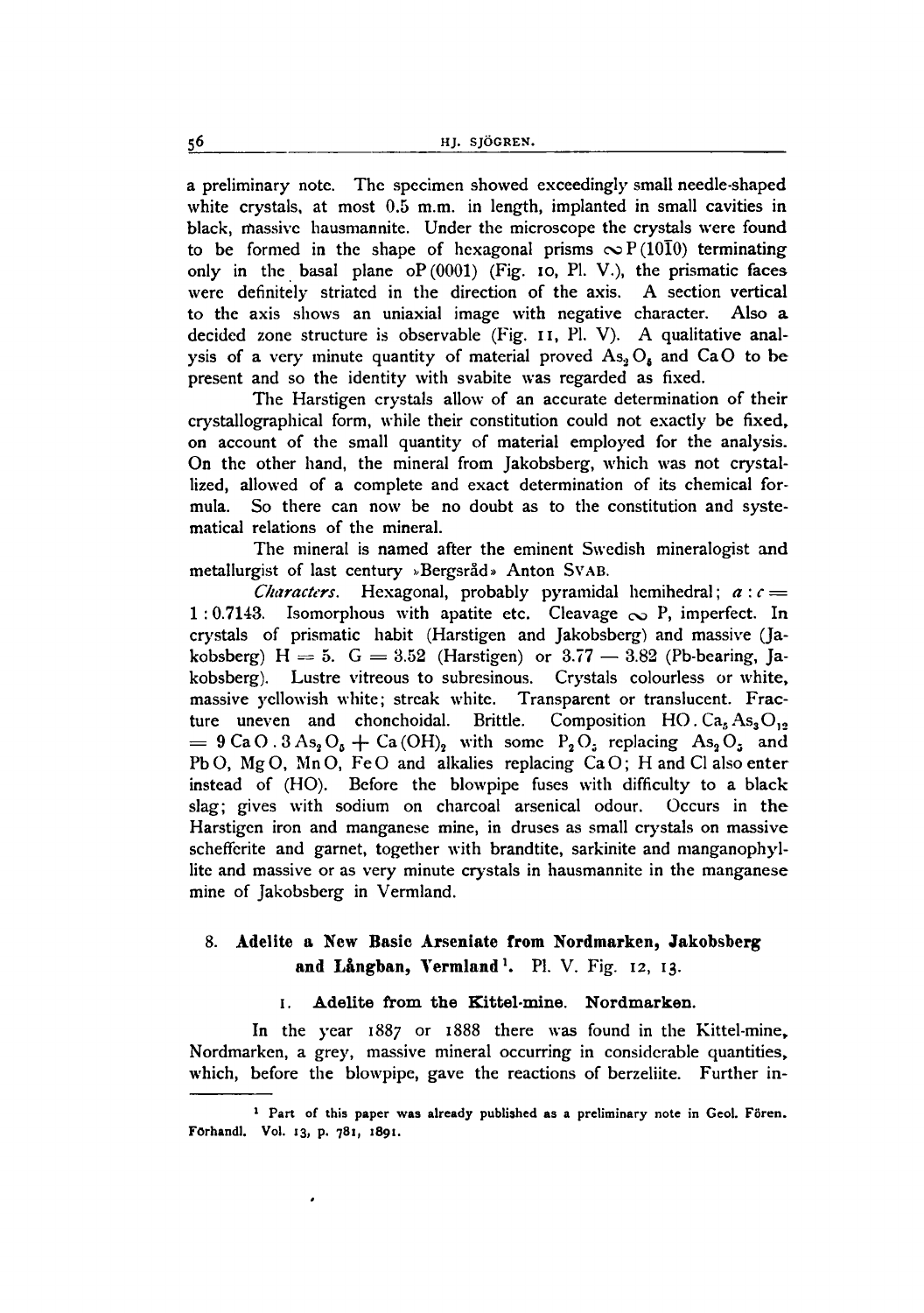a preliminary note. The specimen showed exceedingly small needle-shaped white crystals, at most 0.5 m.m. in length, implanted in small cavities in black, massive hausmannite. Under the microscope the crystals were found to be formed in the shape of hexagonal prisms $\infty P(10\bar{1}0)$ terminating only in the basal plane $oP(0001)$ (Fig. 10, Pl. V.), the prismatic faces were definitely striated in the direction of the axis. A section vertical to the axis shows an uniaxial image with negative character. Also a decided zone structure is observable (Fig. 11, Pl. V). A qualitative analysis of a very minute quantity of material proved $As_2O_6$ and $CaO$ to be present and so the identity with svabite was regarded as fixed.

The Harstigen crystals allow of an accurate determination of their crystallographical form, while their constitution could not exactly be fixed, on account of the small quantity of material employed for the analysis. On the other hand, the mineral from Jakobsberg, which was not crystallized, allowed of a complete and exact determination of its chemical formula. So there can now be no doubt as to the constitution and systematical relations of the mineral.

The mineral is named after the eminent Swedish mineralogist and metallurgist of last century »Bergsråd» Anton SVAB.

*Characters.* Hexagonal, probably pyramidal hemihedral; $a : c = 1 : 0.7143$. Isomorphous with apatite etc. Cleavage $\infty$ P, imperfect. In crystals of prismatic habit (Harstigen and Jakobsberg) and massive (Jakobsberg) $H = 5$. $G = 3.52$ (Harstigen) or $3.77 - 3.82$ (Pb-bearing, Jakobsberg). Lustre vitreous to subresinous. Crystals colourless or white, massive yellowish white; streak white. Transparent or translucent. Fracture uneven and chonchoidal. Brittle. Composition $HO . Ca_5As_3O_{12} = 9\,CaO . 3\,As_2O_5 + Ca(OH)_2$ with some $P_2O_5$ replacing $As_2O_5$ and $PbO$, $MgO$, $MnO$, $FeO$ and alkalies replacing $CaO$; H and Cl also enter instead of (HO). Before the blowpipe fuses with difficulty to a black slag; gives with sodium on charcoal arsenical odour. Occurs in the Harstigen iron and manganese mine, in druses as small crystals on massive schefferite and garnet, together with brandtite, sarkinite and manganophyllite and massive or as very minute crystals in hausmannite in the manganese mine of Jakobsberg in Vermland.

## 8. Adelite a New Basic Arseniate from Nordmarken, Jakobsberg and Långban, Vermland[1]. Pl. V. Fig. 12, 13.

### 1. Adelite from the Kittel-mine. Nordmarken.

In the year 1887 or 1888 there was found in the Kittel-mine, Nordmarken, a grey, massive mineral occurring in considerable quantities, which, before the blowpipe, gave the reactions of berzeliite. Further in-

[1] Part of this paper was already published as a preliminary note in Geol. Fören. Förhandl. Vol. 13, p. 781, 1891.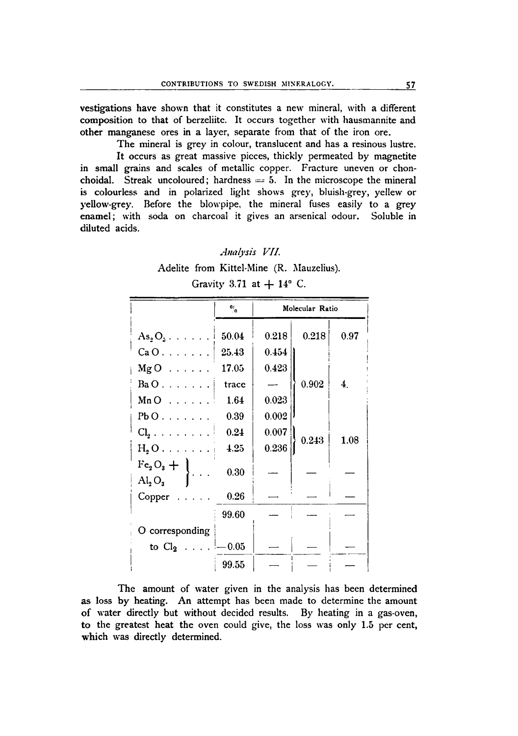vestigations have shown that it constitutes a new mineral, with a different composition to that of berzeliite. It occurs together with hausmannite and other manganese ores in a layer, separate from that of the iron ore.

The mineral is grey in colour, translucent and has a resinous lustre.

It occurs as great massive pieces, thickly permeated by magnetite in small grains and scales of metallic copper. Fracture uneven or chonchoidal. Streak uncoloured; hardness = 5. In the microscope the mineral is colourless and in polarized light shows grey, bluish-grey, yellow or yellow-grey. Before the blowpipe, the mineral fuses easily to a grey enamel; with soda on charcoal it gives an arsenical odour. Soluble in diluted acids.

*Analysis VII.*

Adelite from Kittel-Mine (R. Mauzelius).

Gravity 3.71 at + 14° C.

| | % | Molecular Ratio | | |
|---|---|---|---|---|
| $As_2O_5$ | 50.04 | 0.218 | 0.218 | 0.97 |
| CaO | 25.43 | 0.454 | | |
| MgO | 17.05 | 0.423 | | |
| BaO | trace | — | 0.902 | 4. |
| MnO | 1.64 | 0.023 | | |
| PbO | 0.39 | 0.002 | | |
| $Cl_2$ | 0.24 | 0.007 | 0.243 | 1.08 |
| $H_2O$ | 4.25 | 0.236 | | |
| $Fe_2O_3$ + $Al_2O_3$ | 0.30 | — | — | — |
| Copper | 0.26 | — | — | — |
| | 99.60 | — | — | — |
| O corresponding to $Cl_2$ | −0.05 | — | — | — |
| | 99.55 | — | — | — |

The amount of water given in the analysis has been determined as loss by heating. An attempt has been made to determine the amount of water directly but without decided results. By heating in a gas-oven, to the greatest heat the oven could give, the loss was only 1.5 per cent, which was directly determined.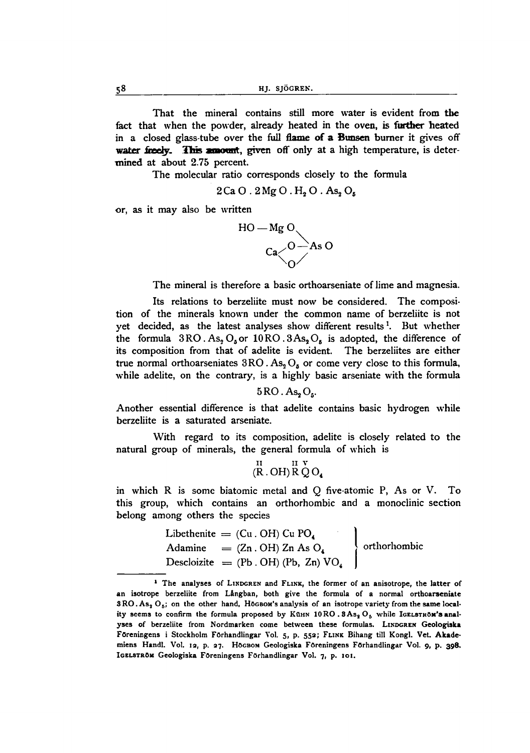That the mineral contains still more water is evident from the fact that when the powder, already heated in the oven, is further heated in a closed glass-tube over the full flame of a Bunsen burner it gives off water freely. This amount, given off only at a high temperature, is determined at about 2.75 percent.

The molecular ratio corresponds closely to the formula

$$2 CaO . 2 MgO . H_2O . As_2O_5$$

or, as it may also be written

$$\begin{array}{l} HO - MgO \\ \quad\quad\quad\quad \searrow \\ Ca \begin{array}{l} \nearrow O - \\ \searrow O \end{array} AsO \end{array}$$

The mineral is therefore a basic orthoarseniate of lime and magnesia.

Its relations to berzeliite must now be considered. The composition of the minerals known under the common name of berzeliite is not yet decided, as the latest analyses show different results[1]. But whether the formula $3 RO . As_2O_5$ or $10 RO . 3 As_2O_5$ is adopted, the difference of its composition from that of adelite is evident. The berzeliites are either true normal orthoarseniates $3 RO . As_2O_5$ or come very close to this formula, while adelite, on the contrary, is a highly basic arseniate with the formula

$$5 RO . As_2O_5.$$

Another essential difference is that adelite contains basic hydrogen while berzeliite is a saturated arseniate.

With regard to its composition, adelite is closely related to the natural group of minerals, the general formula of which is

$$(\overset{II}{R} . OH) \overset{II}{R} \overset{V}{Q} O_4$$

in which R is some biatomic metal and Q five-atomic P, As or V. To this group, which contains an orthorhombic and a monoclinic section belong among others the species

| | | |
|---|---|---|
| Libethenite | $= (Cu . OH) Cu PO_4$ | orthorhombic |
| Adamine | $= (Zn . OH) Zn As O_4$ | |
| Descloizite | $= (Pb . OH) (Pb, Zn) VO_4$ | |

[1] The analyses of LINDGREN and FLINK, the former of an anisotrope, the latter of an isotrope berzeliite from Långban, both give the formula of a normal orthoarseniate $3 RO . As_2O_5$; on the other hand, HÖGBOM's analysis of an isotrope variety from the same locality seems to confirm the formula proposed by KÜHN $10 RO . 3 As_2O_5$ while IGELSTRÖM's analyses of berzeliite from Nordmarken come between these formulas. LINDGREN Geologiska Föreningens i Stockholm Förhandlingar Vol. 5, p. 552; FLINK Bihang till Kongl. Vet. Akademiens Handl. Vol. 12, p. 27. HÖGBOM Geologiska Föreningens Förhandlingar Vol. 9, p. 398. IGELSTRÖM Geologiska Föreningens Förhandlingar Vol. 7, p. 101.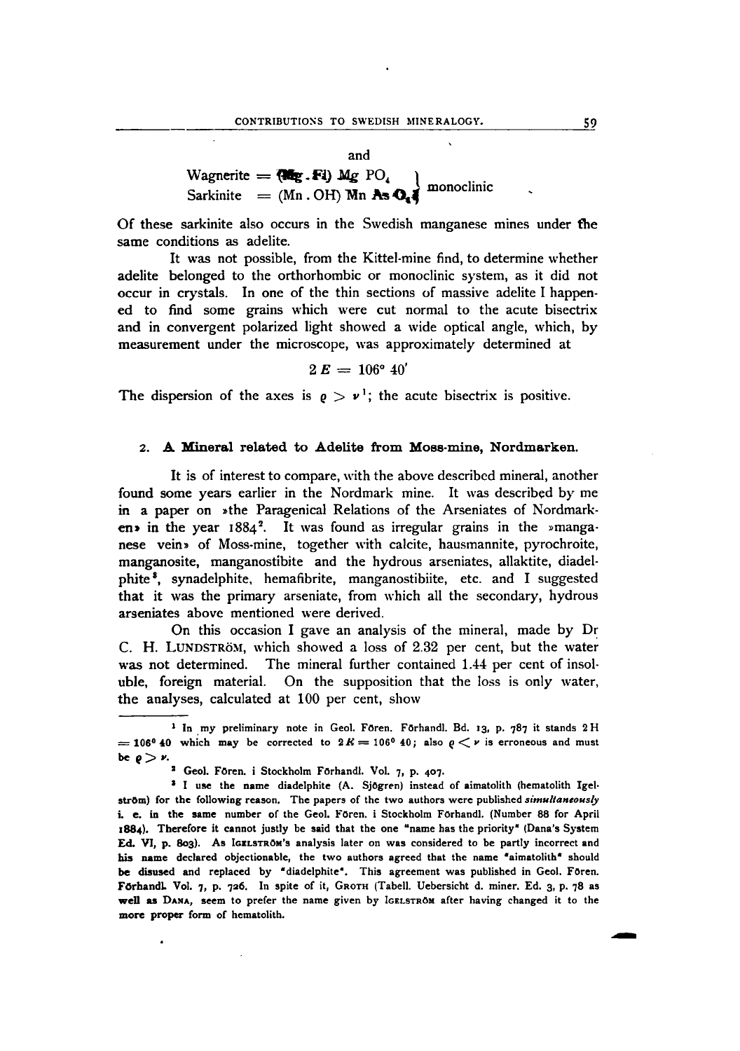and

$$\left.\begin{array}{l}\text{Wagnerite} = (\text{Mg} . \text{Fl})\ \text{Mg}\ \text{PO}_4 \\ \text{Sarkinite} = (\text{Mn} . \text{OH})\ \text{Mn}\ \text{As}\ \text{O}_4\end{array}\right\}\ \text{monoclinic}$$

Of these sarkinite also occurs in the Swedish manganese mines under the same conditions as adelite.

It was not possible, from the Kittel-mine find, to determine whether adelite belonged to the orthorhombic or monoclinic system, as it did not occur in crystals. In one of the thin sections of massive adelite I happened to find some grains which were cut normal to the acute bisectrix and in convergent polarized light showed a wide optical angle, which, by measurement under the microscope, was approximately determined at

$$2\,E = 106^\circ\ 40'$$

The dispersion of the axes is $\varrho > \nu$[1]; the acute bisectrix is positive.

## 2. A Mineral related to Adelite from Moss-mine, Nordmarken.

It is of interest to compare, with the above described mineral, another found some years earlier in the Nordmark mine. It was described by me in a paper on »the Paragenical Relations of the Arseniates of Nordmarken» in the year 1884[2]. It was found as irregular grains in the »manganese vein» of Moss-mine, together with calcite, hausmannite, pyrochroite, manganosite, manganostibite and the hydrous arseniates, allaktite, diadelphite[3], synadelphite, hemafibrite, manganostibiite, etc. and I suggested that it was the primary arseniate, from which all the secondary, hydrous arseniates above mentioned were derived.

On this occasion I gave an analysis of the mineral, made by Dr C. H. LUNDSTRÖM, which showed a loss of 2.32 per cent, but the water was not determined. The mineral further contained 1.44 per cent of insoluble, foreign material. On the supposition that the loss is only water, the analyses, calculated at 100 per cent, show

---

[1] In my preliminary note in Geol. Fören. Förhandl. Bd. 13, p. 787 it stands $2\,H = 106^\circ\ 40$ which may be corrected to $2\,E = 106^\circ\ 40$; also $\varrho < \nu$ is erroneous and must be $\varrho > \nu$.

[2] Geol. Fören. i Stockholm Förhandl. Vol. 7, p. 407.

[3] I use the name diadelphite (A. Sjögren) instead of aimatolith (hematolith Igelström) for the following reason. The papers of the two authors were published *simultaneously* i. e. in the same number of the Geol. Fören. i Stockholm Förhandl. (Number 88 for April 1884). Therefore it cannot justly be said that the one "name has the priority" (Dana's System Ed. VI, p. 803). As IGELSTRÖM's analysis later on was considered to be partly incorrect and his name declared objectionable, the two authors agreed that the name "aimatolith" should be disused and replaced by "diadelphite". This agreement was published in Geol. Fören. Förhandl. Vol. 7, p. 726. In spite of it, GROTH (Tabell. Uebersicht d. miner. Ed. 3, p. 78 as well as DANA, seem to prefer the name given by IGELSTRÖM after having changed it to the more proper form of hematolith.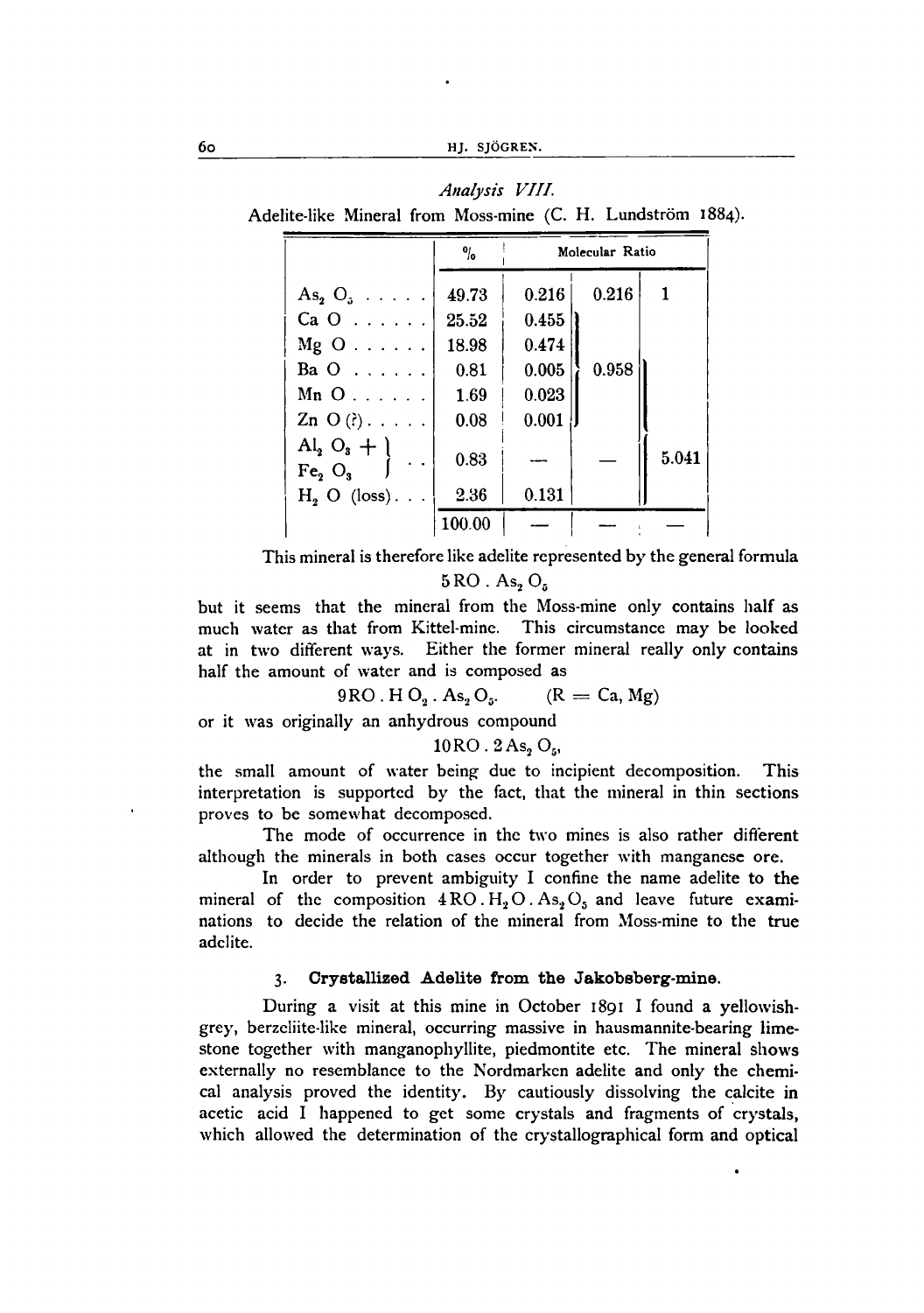*Analysis VIII.*

Adelite-like Mineral from Moss-mine (C. H. Lundström 1884).

| | % | Molecular Ratio | | |
|---|---|---|---|---|
| $As_2O_5$ | 49.73 | 0.216 | 0.216 | 1 |
| CaO | 25.52 | 0.455 | 0.958 | 5.041 |
| MgO | 18.98 | 0.474 | | |
| BaO | 0.81 | 0.005 | | |
| MnO | 1.69 | 0.023 | | |
| ZnO (?) | 0.08 | 0.001 | | |
| $Al_2O_3$ + $Fe_2O_3$ | 0.83 | — | — | |
| $H_2O$ (loss) | 2.36 | 0.131 | | |
| | 100.00 | — | — | — |

This mineral is therefore like adelite represented by the general formula

$$5\,RO\,.\,As_2O_5$$

but it seems that the mineral from the Moss-mine only contains half as much water as that from Kittel-mine. This circumstance may be looked at in two different ways. Either the former mineral really only contains half the amount of water and is composed as

$$9\,RO\,.\,HO_2\,.\,As_2O_5. \qquad (R = Ca, Mg)$$

or it was originally an anhydrous compound

$$10\,RO\,.\,2\,As_2O_5,$$

the small amount of water being due to incipient decomposition. This interpretation is supported by the fact, that the mineral in thin sections proves to be somewhat decomposed.

The mode of occurrence in the two mines is also rather different although the minerals in both cases occur together with manganese ore.

In order to prevent ambiguity I confine the name adelite to the mineral of the composition $4\,RO\,.\,H_2O\,.\,As_2O_5$ and leave future examinations to decide the relation of the mineral from Moss-mine to the true adelite.

### 3. Crystallized Adelite from the Jakobsberg-mine.

During a visit at this mine in October 1891 I found a yellowish-grey, berzeliite-like mineral, occurring massive in hausmannite-bearing limestone together with manganophyllite, piedmontite etc. The mineral shows externally no resemblance to the Nordmarken adelite and only the chemical analysis proved the identity. By cautiously dissolving the calcite in acetic acid I happened to get some crystals and fragments of crystals, which allowed the determination of the crystallographical form and optical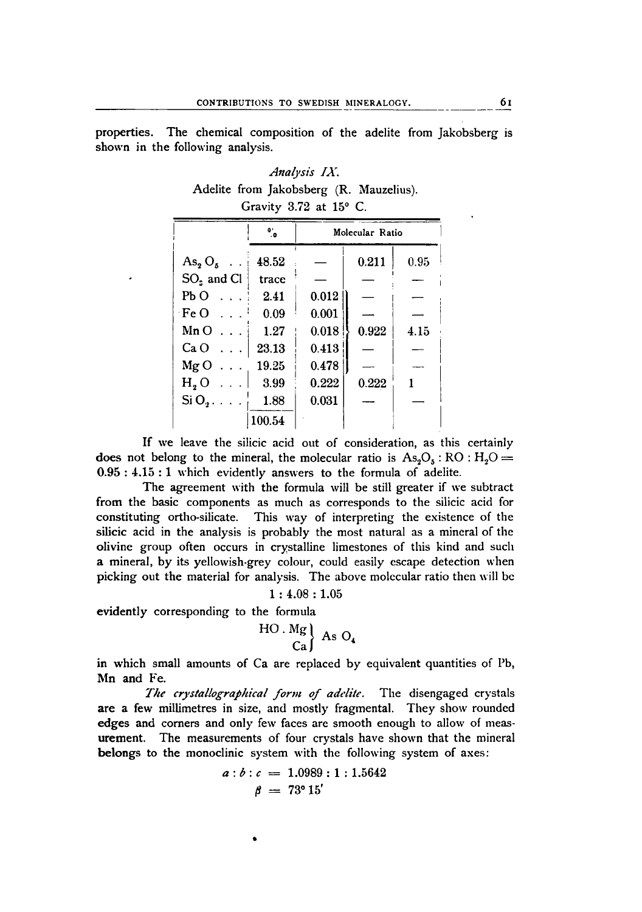properties. The chemical composition of the adelite from Jakobsberg is shown in the following analysis.

*Analysis IX.*

Adelite from Jakobsberg (R. Mauzelius).

Gravity 3.72 at 15° C.

| | % | Molecular Ratio | | |
|---|---|---|---|---|
| $As_2O_5$ . . | 48.52 | — | 0.211 | 0.95 |
| $SO_3$ and Cl | trace | — | — | — |
| PbO . . . | 2.41 | 0.012 | — | — |
| FeO . . . | 0.09 | 0.001 | — | — |
| MnO . . . | 1.27 | 0.018 | 0.922 | 4.15 |
| CaO . . . | 23.13 | 0.413 | — | — |
| MgO . . . | 19.25 | 0.478 | — | — |
| $H_2O$ . . . | 3.99 | 0.222 | 0.222 | 1 |
| $SiO_2$. . . . | 1.88 | 0.031 | — | — |
| | 100.54 | | | |

If we leave the silicic acid out of consideration, as this certainly does not belong to the mineral, the molecular ratio is $As_2O_5 : RO : H_2O = 0.95 : 4.15 : 1$ which evidently answers to the formula of adelite.

The agreement with the formula will be still greater if we subtract from the basic components as much as corresponds to the silicic acid for constituting ortho-silicate. This way of interpreting the existence of the silicic acid in the analysis is probably the most natural as a mineral of the olivine group often occurs in crystalline limestones of this kind and such a mineral, by its yellowish-grey colour, could easily escape detection when picking out the material for analysis. The above molecular ratio then will be

$$1 : 4.08 : 1.05$$

evidently corresponding to the formula

$$\left.\begin{matrix} HO \,.\, Mg \\ Ca \end{matrix}\right\} As\,O_4$$

in which small amounts of Ca are replaced by equivalent quantities of Pb, Mn and Fe.

*The crystallographical form of adelite.* The disengaged crystals are a few millimetres in size, and mostly fragmental. They show rounded edges and corners and only few faces are smooth enough to allow of measurement. The measurements of four crystals have shown that the mineral belongs to the monoclinic system with the following system of axes:

$$a : b : c = 1.0989 : 1 : 1.5642$$
$$\beta = 73° 15'$$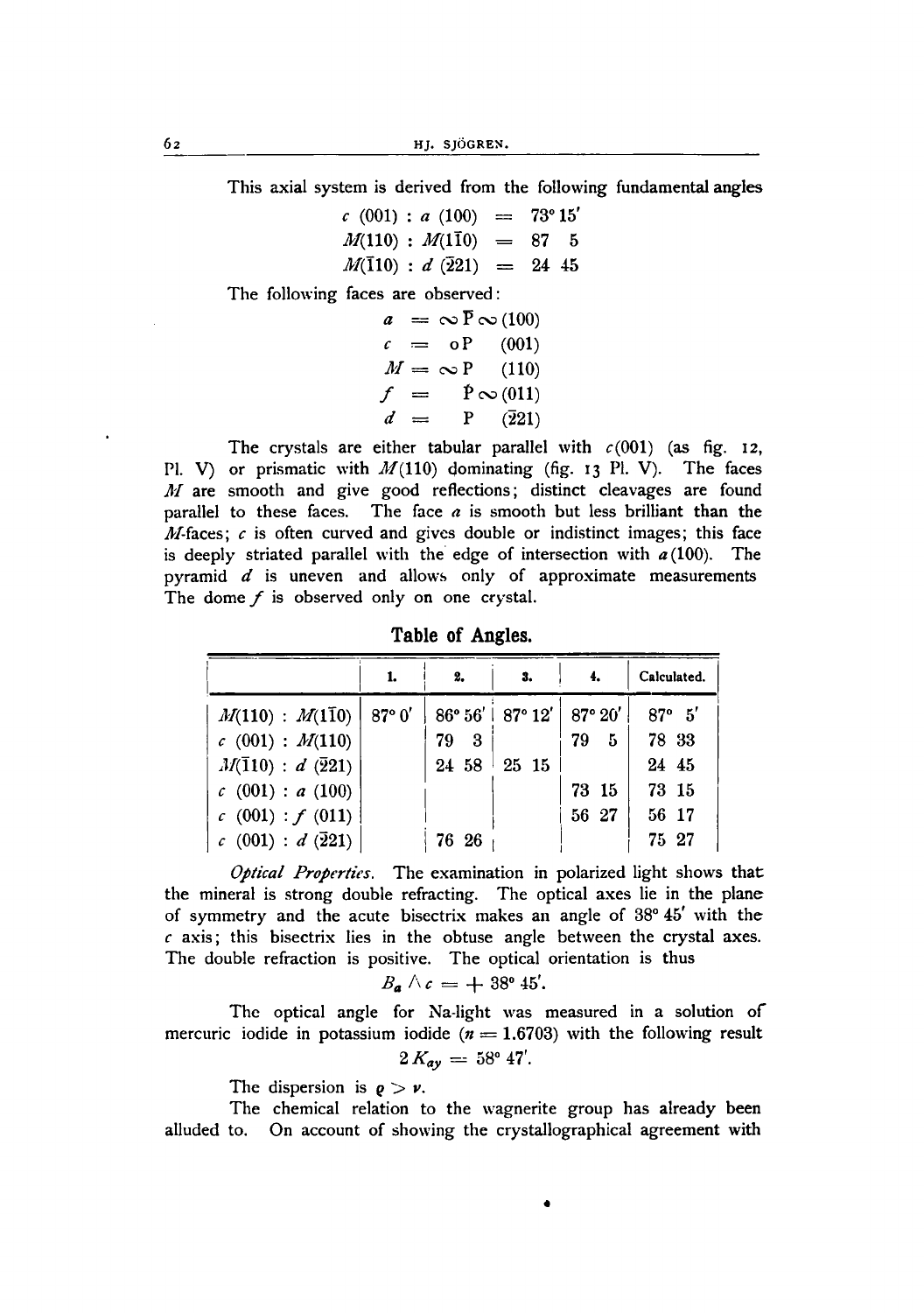This axial system is derived from the following fundamental angles

$$c\ (001) : a\ (100) = 73^\circ 15'$$
$$M(110) : M(1\bar{1}0) = 87\ \ 5$$
$$M(\bar{1}10) : d\ (\bar{2}21) = 24\ \ 45$$

The following faces are observed:

$$a = \infty \bar{P} \infty\ (100)$$
$$c = oP\ \ (001)$$
$$M = \infty P\ \ (110)$$
$$f = \grave{P} \infty\ (011)$$
$$d = P\ \ (\bar{2}21)$$

The crystals are either tabular parallel with $c(001)$ (as fig. 12, Pl. V) or prismatic with $M(110)$ dominating (fig. 13 Pl. V). The faces $M$ are smooth and give good reflections; distinct cleavages are found parallel to these faces. The face $a$ is smooth but less brilliant than the $M$-faces; $c$ is often curved and gives double or indistinct images; this face is deeply striated parallel with the edge of intersection with $a(100)$. The pyramid $d$ is uneven and allows only of approximate measurements The dome $f$ is observed only on one crystal.

## Table of Angles.

| | 1. | 2. | 3. | 4. | Calculated. |
|---|---|---|---|---|---|
| $M(110) : M(1\bar{1}0)$ | 87° 0' | 86° 56' | 87° 12' | 87° 20' | 87° 5' |
| $c\ (001) : M(110)$ | | 79 3 | | 79 5 | 78 33 |
| $M(\bar{1}10) : d\ (\bar{2}21)$ | | 24 58 | 25 15 | | 24 45 |
| $c\ (001) : a\ (100)$ | | | | 73 15 | 73 15 |
| $c\ (001) : f\ (011)$ | | | | 56 27 | 56 17 |
| $c\ (001) : d\ (\bar{2}21)$ | | 76 26 | | | 75 27 |

*Optical Properties.* The examination in polarized light shows that the mineral is strong double refracting. The optical axes lie in the plane of symmetry and the acute bisectrix makes an angle of 38° 45' with the $c$ axis; this bisectrix lies in the obtuse angle between the crystal axes. The double refraction is positive. The optical orientation is thus

$$B_a \wedge c = +\ 38^\circ 45'.$$

The optical angle for Na-light was measured in a solution of mercuric iodide in potassium iodide ($n = 1.6703$) with the following result

$$2\,K_{ay} = 58^\circ 47'.$$

The dispersion is $\varrho > \nu$.

The chemical relation to the wagnerite group has already been alluded to. On account of showing the crystallographical agreement with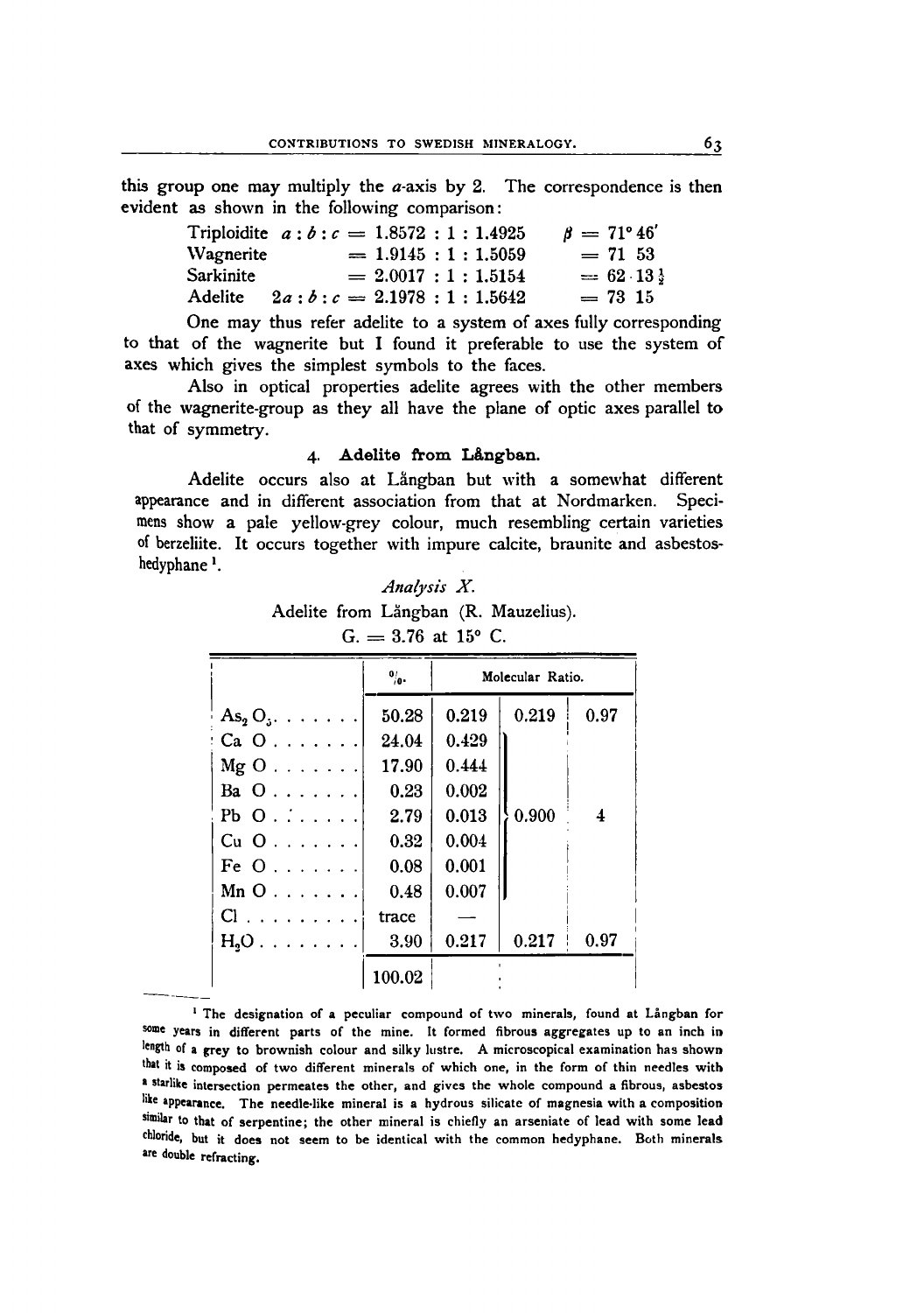this group one may multiply the $a$-axis by 2. The correspondence is then evident as shown in the following comparison:

| | | |
|---|---|---|
| Triploidite | $a : b : c = 1.8572 : 1 : 1.4925$ | $\beta = 71° 46'$ |
| Wagnerite | $= 1.9145 : 1 : 1.5059$ | $= 71\ 53$ |
| Sarkinite | $= 2.0017 : 1 : 1.5154$ | $= 62 \cdot 13\frac{1}{2}$ |
| Adelite | $2a : b : c = 2.1978 : 1 : 1.5642$ | $= 73\ 15$ |

One may thus refer adelite to a system of axes fully corresponding to that of the wagnerite but I found it preferable to use the system of axes which gives the simplest symbols to the faces.

Also in optical properties adelite agrees with the other members of the wagnerite-group as they all have the plane of optic axes parallel to that of symmetry.

### 4. Adelite from Långban.

Adelite occurs also at Långban but with a somewhat different appearance and in different association from that at Nordmarken. Specimens show a pale yellow-grey colour, much resembling certain varieties of berzeliite. It occurs together with impure calcite, braunite and asbestos-hedyphane[1].

*Analysis X.*

Adelite from Långban (R. Mauzelius).

G. = 3.76 at 15° C.

| | %. | Molecular Ratio. | | |
|---|---|---|---|---|
| $As_2O_5$ | 50.28 | 0.219 | 0.219 | 0.97 |
| $CaO$ | 24.04 | 0.429 | 0.900 | 4 |
| $MgO$ | 17.90 | 0.444 | | |
| $BaO$ | 0.23 | 0.002 | | |
| $PbO$ | 2.79 | 0.013 | | |
| $CuO$ | 0.32 | 0.004 | | |
| $FeO$ | 0.08 | 0.001 | | |
| $MnO$ | 0.48 | 0.007 | | |
| Cl | trace | — | | |
| $H_2O$ | 3.90 | 0.217 | 0.217 | 0.97 |
| | 100.02 | | | |

[1] The designation of a peculiar compound of two minerals, found at Långban for some years in different parts of the mine. It formed fibrous aggregates up to an inch in length of a grey to brownish colour and silky lustre. A microscopical examination has shown that it is composed of two different minerals of which one, in the form of thin needles with a starlike intersection permeates the other, and gives the whole compound a fibrous, asbestos like appearance. The needle-like mineral is a hydrous silicate of magnesia with a composition similar to that of serpentine; the other mineral is chiefly an arseniate of lead with some lead chloride, but it does not seem to be identical with the common hedyphane. Both minerals are double refracting.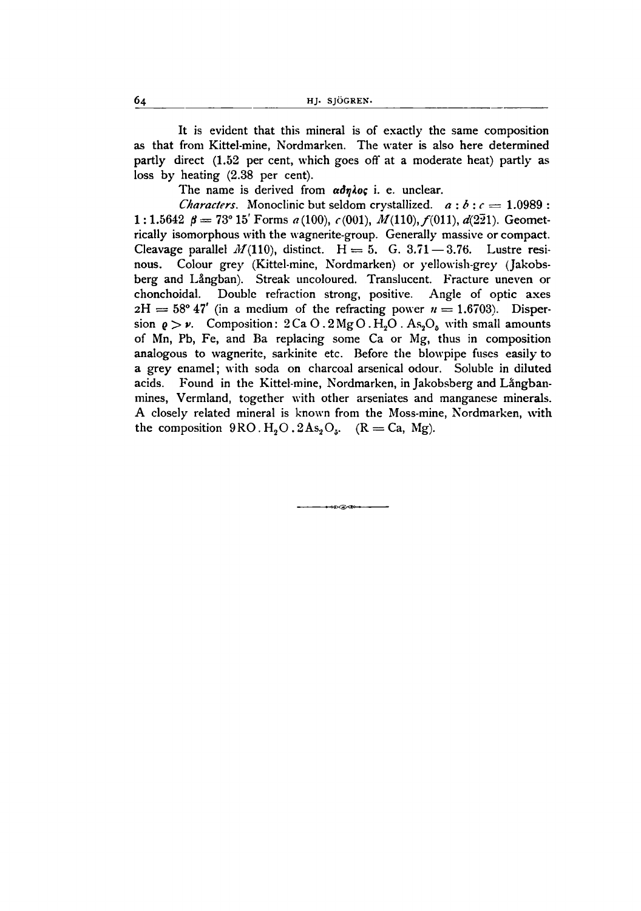It is evident that this mineral is of exactly the same composition as that from Kittel-mine, Nordmarken. The water is also here determined partly direct (1.52 per cent, which goes off at a moderate heat) partly as loss by heating (2.38 per cent).

The name is derived from **αδηλος** i. e. unclear.

*Characters.* Monoclinic but seldom crystallized. $a : b : c = 1.0989 : 1 : 1.5642$ $\beta = 73° 15'$ Forms $a(100)$, $c(001)$, $M(110)$, $f(011)$, $d(2\bar{2}1)$. Geometrically isomorphous with the wagnerite-group. Generally massive or compact. Cleavage parallel $M(110)$, distinct. $H = 5$. G. $3.71 - 3.76$. Lustre resinous. Colour grey (Kittel-mine, Nordmarken) or yellowish-grey (Jakobsberg and Långban). Streak uncoloured. Translucent. Fracture uneven or chonchoidal. Double refraction strong, positive. Angle of optic axes $2H = 58° 47'$ (in a medium of the refracting power $n = 1.6703$). Dispersion $\varrho > \nu$. Composition: $2CaO . 2MgO . H_2O . As_2O_5$ with small amounts of Mn, Pb, Fe, and Ba replacing some Ca or Mg, thus in composition analogous to wagnerite, sarkinite etc. Before the blowpipe fuses easily to a grey enamel; with soda on charcoal arsenical odour. Soluble in diluted acids. Found in the Kittel-mine, Nordmarken, in Jakobsberg and Långban-mines, Vermland, together with other arseniates and manganese minerals. A closely related mineral is known from the Moss-mine, Nordmarken, with the composition $9RO . H_2O . 2As_2O_5$. ($R = Ca$, $Mg$).